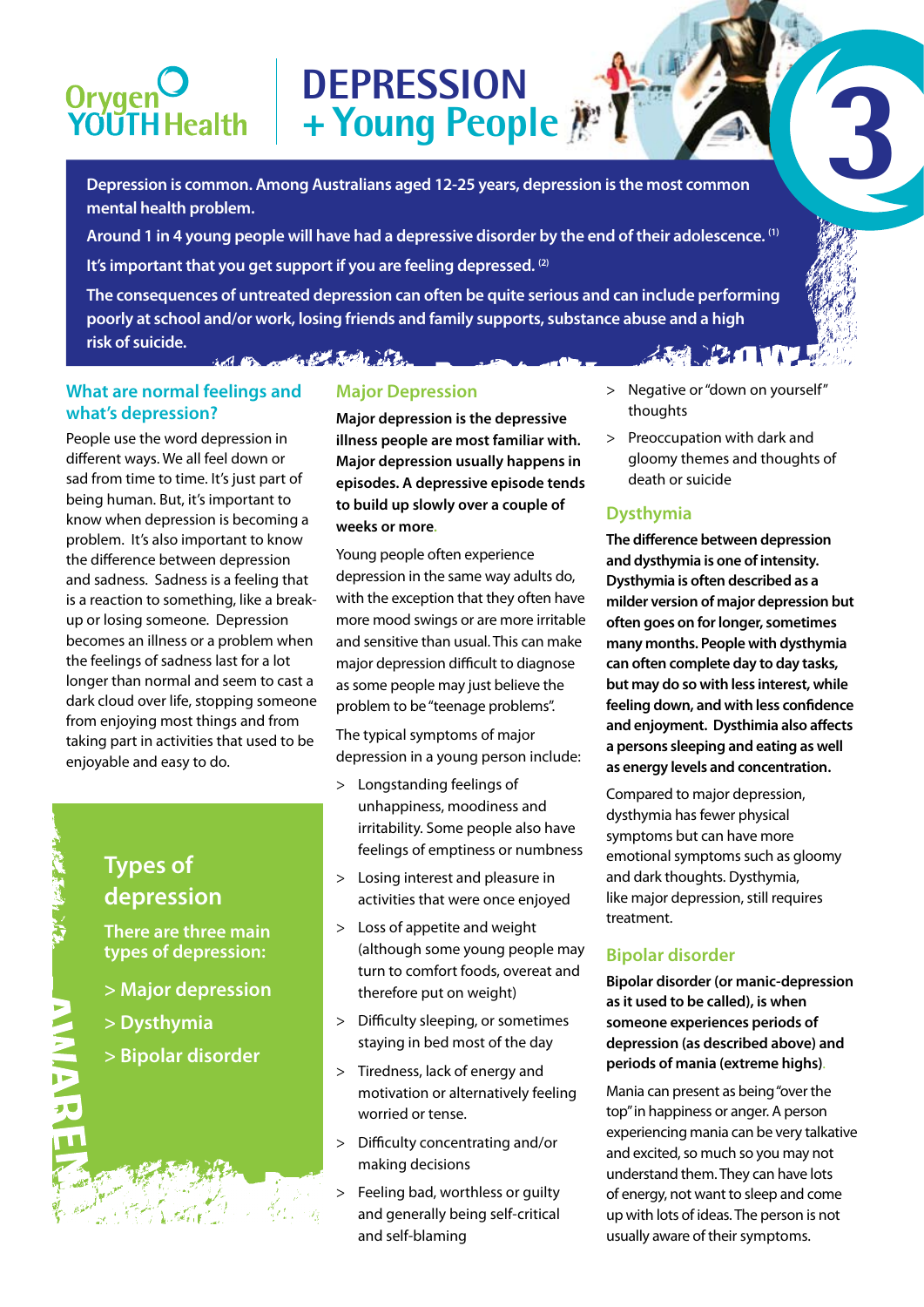Orygen YOUTH Health

# DEPRESSION + Young People

3

**Depression is common. Among Australians aged 12-25 years, depression is the most common mental health problem.**

**Around 1 in 4 young people will have had a depressive disorder by the end of their adolescence.** [1]

**It's important that you get support if you are feeling depressed.** [2]

**The consequences of untreated depression can often be quite serious and can include performing poorly at school and/or work, losing friends and family supports, substance abuse and a high risk of suicide.**

## What are normal feelings and what's depression?

People use the word depression in different ways. We all feel down or sad from time to time. It's just part of being human. But, it's important to know when depression is becoming a problem. It's also important to know the difference between depression and sadness. Sadness is a feeling that is a reaction to something, like a break-up or losing someone. Depression becomes an illness or a problem when the feelings of sadness last for a lot longer than normal and seem to cast a dark cloud over life, stopping someone from enjoying most things and from taking part in activities that used to be enjoyable and easy to do.

## Types of depression

**There are three main types of depression:**

> Major depression

> Dysthymia

> Bipolar disorder

## Major Depression

**Major depression is the depressive illness people are most familiar with. Major depression usually happens in episodes. A depressive episode tends to build up slowly over a couple of weeks or more.**

Young people often experience depression in the same way adults do, with the exception that they often have more mood swings or are more irritable and sensitive than usual. This can make major depression difficult to diagnose as some people may just believe the problem to be "teenage problems".

The typical symptoms of major depression in a young person include:

- Longstanding feelings of unhappiness, moodiness and irritability. Some people also have feelings of emptiness or numbness
- Losing interest and pleasure in activities that were once enjoyed
- Loss of appetite and weight (although some young people may turn to comfort foods, overeat and therefore put on weight)
- Difficulty sleeping, or sometimes staying in bed most of the day
- Tiredness, lack of energy and motivation or alternatively feeling worried or tense.
- Difficulty concentrating and/or making decisions
- Feeling bad, worthless or guilty and generally being self-critical and self-blaming
- Negative or "down on yourself" thoughts
- Preoccupation with dark and gloomy themes and thoughts of death or suicide

## Dysthymia

**The difference between depression and dysthymia is one of intensity. Dysthymia is often described as a milder version of major depression but often goes on for longer, sometimes many months. People with dysthymia can often complete day to day tasks, but may do so with less interest, while feeling down, and with less confidence and enjoyment. Dysthimia also affects a persons sleeping and eating as well as energy levels and concentration.**

Compared to major depression, dysthymia has fewer physical symptoms but can have more emotional symptoms such as gloomy and dark thoughts. Dysthymia, like major depression, still requires treatment.

## Bipolar disorder

**Bipolar disorder (or manic-depression as it used to be called), is when someone experiences periods of depression (as described above) and periods of mania (extreme highs).**

Mania can present as being "over the top" in happiness or anger. A person experiencing mania can be very talkative and excited, so much so you may not understand them. They can have lots of energy, not want to sleep and come up with lots of ideas. The person is not usually aware of their symptoms.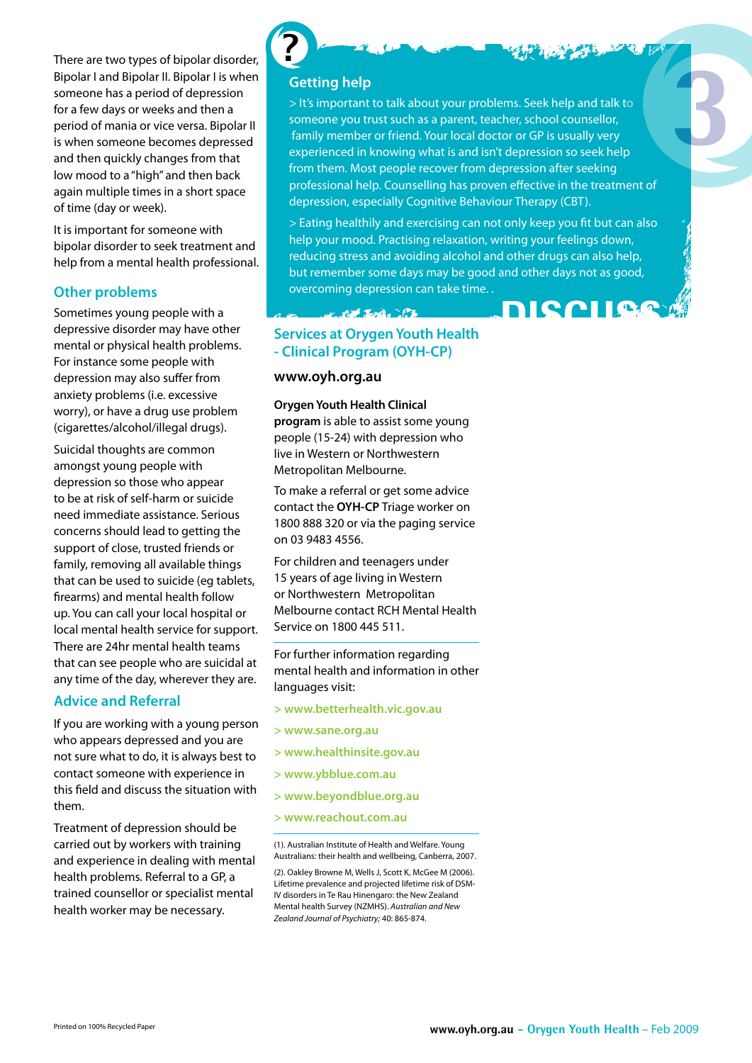There are two types of bipolar disorder, Bipolar I and Bipolar II. Bipolar I is when someone has a period of depression for a few days or weeks and then a period of mania or vice versa. Bipolar II is when someone becomes depressed and then quickly changes from that low mood to a "high" and then back again multiple times in a short space of time (day or week).

It is important for someone with bipolar disorder to seek treatment and help from a mental health professional.

## Other problems

Sometimes young people with a depressive disorder may have other mental or physical health problems. For instance some people with depression may also suffer from anxiety problems (i.e. excessive worry), or have a drug use problem (cigarettes/alcohol/illegal drugs).

Suicidal thoughts are common amongst young people with depression so those who appear to be at risk of self-harm or suicide need immediate assistance. Serious concerns should lead to getting the support of close, trusted friends or family, removing all available things that can be used to suicide (eg tablets, firearms) and mental health follow up. You can call your local hospital or local mental health service for support. There are 24hr mental health teams that can see people who are suicidal at any time of the day, wherever they are.

## Advice and Referral

If you are working with a young person who appears depressed and you are not sure what to do, it is always best to contact someone with experience in this field and discuss the situation with them.

Treatment of depression should be carried out by workers with training and experience in dealing with mental health problems. Referral to a GP, a trained counsellor or specialist mental health worker may be necessary.

## Getting help

> It's important to talk about your problems. Seek help and talk to someone you trust such as a parent, teacher, school counsellor, family member or friend. Your local doctor or GP is usually very experienced in knowing what is and isn't depression so seek help from them. Most people recover from depression after seeking professional help. Counselling has proven effective in the treatment of depression, especially Cognitive Behaviour Therapy (CBT).

> Eating healthily and exercising can not only keep you fit but can also help your mood. Practising relaxation, writing your feelings down, reducing stress and avoiding alcohol and other drugs can also help, but remember some days may be good and other days not as good, overcoming depression can take time. .

## Services at Orygen Youth Health - Clinical Program (OYH-CP)

**www.oyh.org.au**

**Orygen Youth Health Clinical program** is able to assist some young people (15-24) with depression who live in Western or Northwestern Metropolitan Melbourne.

To make a referral or get some advice contact the **OYH-CP** Triage worker on 1800 888 320 or via the paging service on 03 9483 4556.

For children and teenagers under 15 years of age living in Western or Northwestern Metropolitan Melbourne contact RCH Mental Health Service on 1800 445 511.

For further information regarding mental health and information in other languages visit:

> www.betterhealth.vic.gov.au

> www.sane.org.au

> www.healthinsite.gov.au

> www.ybblue.com.au

> www.beyondblue.org.au

> www.reachout.com.au

(1). Australian Institute of Health and Welfare. Young Australians: their health and wellbeing, Canberra, 2007.

(2). Oakley Browne M, Wells J, Scott K, McGee M (2006). Lifetime prevalence and projected lifetime risk of DSM-IV disorders in Te Rau Hinengaro: the New Zealand Mental health Survey (NZMHS). *Australian and New Zealand Journal of Psychiatry;* 40: 865-874.

Printed on 100% Recycled Paper